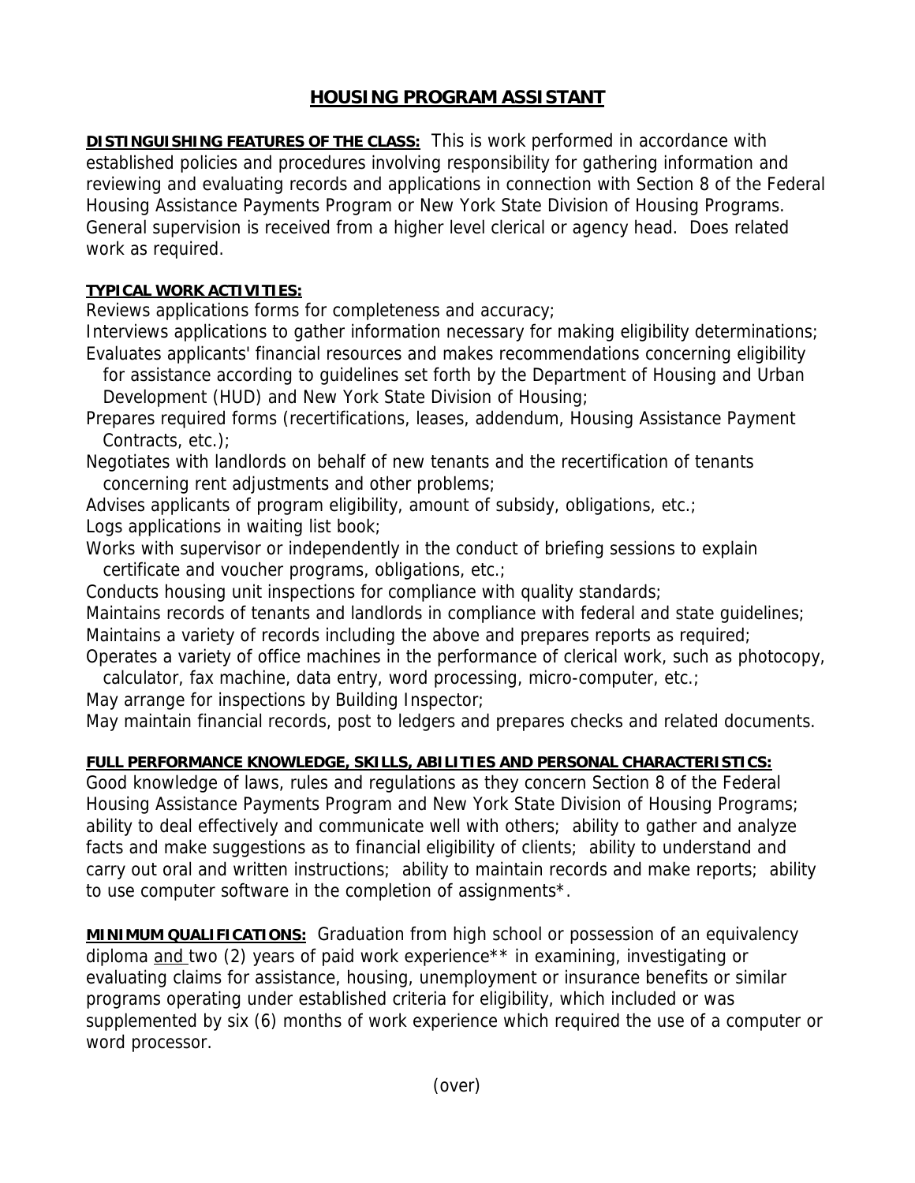# HOUSING PROGRAM ASSISTANT

**DISTINGUISHING FEATURES OF THE CLASS:** This is work performed in accordance with established policies and procedures involving responsibility for gathering information and reviewing and evaluating records and applications in connection with Section 8 of the Federal Housing Assistance Payments Program or New York State Division of Housing Programs. General supervision is received from a higher level clerical or agency head. Does related work as required.

**TYPICAL WORK ACTIVITIES:**

Reviews applications forms for completeness and accuracy;
Interviews applications to gather information necessary for making eligibility determinations;
Evaluates applicants' financial resources and makes recommendations concerning eligibility for assistance according to guidelines set forth by the Department of Housing and Urban Development (HUD) and New York State Division of Housing;
Prepares required forms (recertifications, leases, addendum, Housing Assistance Payment Contracts, etc.);
Negotiates with landlords on behalf of new tenants and the recertification of tenants concerning rent adjustments and other problems;
Advises applicants of program eligibility, amount of subsidy, obligations, etc.;
Logs applications in waiting list book;
Works with supervisor or independently in the conduct of briefing sessions to explain certificate and voucher programs, obligations, etc.;
Conducts housing unit inspections for compliance with quality standards;
Maintains records of tenants and landlords in compliance with federal and state guidelines;
Maintains a variety of records including the above and prepares reports as required;
Operates a variety of office machines in the performance of clerical work, such as photocopy, calculator, fax machine, data entry, word processing, micro-computer, etc.;
May arrange for inspections by Building Inspector;
May maintain financial records, post to ledgers and prepares checks and related documents.

**FULL PERFORMANCE KNOWLEDGE, SKILLS, ABILITIES AND PERSONAL CHARACTERISTICS:**
Good knowledge of laws, rules and regulations as they concern Section 8 of the Federal Housing Assistance Payments Program and New York State Division of Housing Programs; ability to deal effectively and communicate well with others; ability to gather and analyze facts and make suggestions as to financial eligibility of clients; ability to understand and carry out oral and written instructions; ability to maintain records and make reports; ability to use computer software in the completion of assignments*.

**MINIMUM QUALIFICATIONS:** Graduation from high school or possession of an equivalency diploma and two (2) years of paid work experience** in examining, investigating or evaluating claims for assistance, housing, unemployment or insurance benefits or similar programs operating under established criteria for eligibility, which included or was supplemented by six (6) months of work experience which required the use of a computer or word processor.

(over)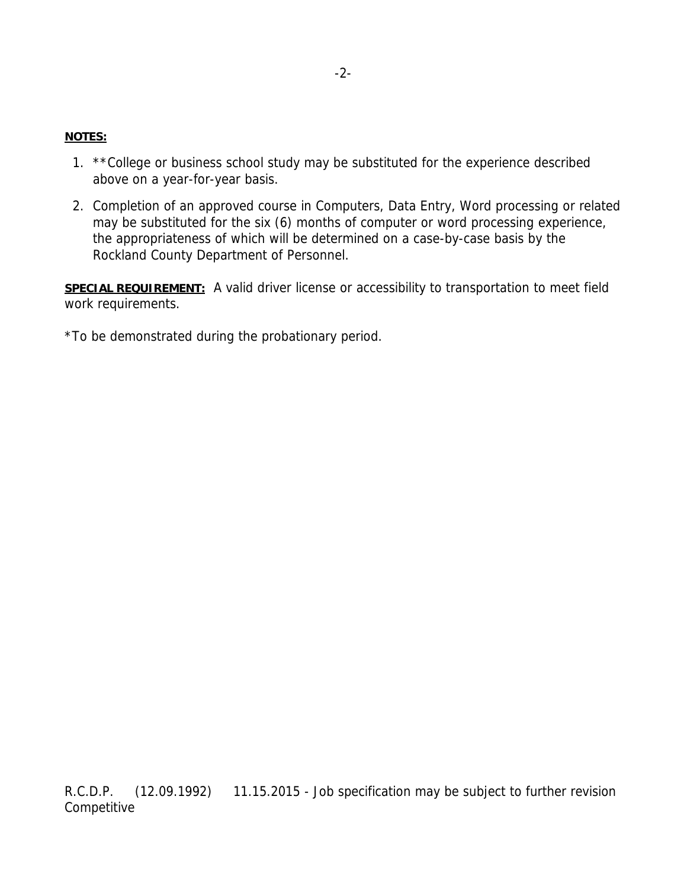**NOTES:**

1. **College or business school study may be substituted for the experience described above on a year-for-year basis.
2. Completion of an approved course in Computers, Data Entry, Word processing or related may be substituted for the six (6) months of computer or word processing experience, the appropriateness of which will be determined on a case-by-case basis by the Rockland County Department of Personnel.

**SPECIAL REQUIREMENT:** A valid driver license or accessibility to transportation to meet field work requirements.

*To be demonstrated during the probationary period.

R.C.D.P. (12.09.1992) 11.15.2015 - Job specification may be subject to further revision
Competitive